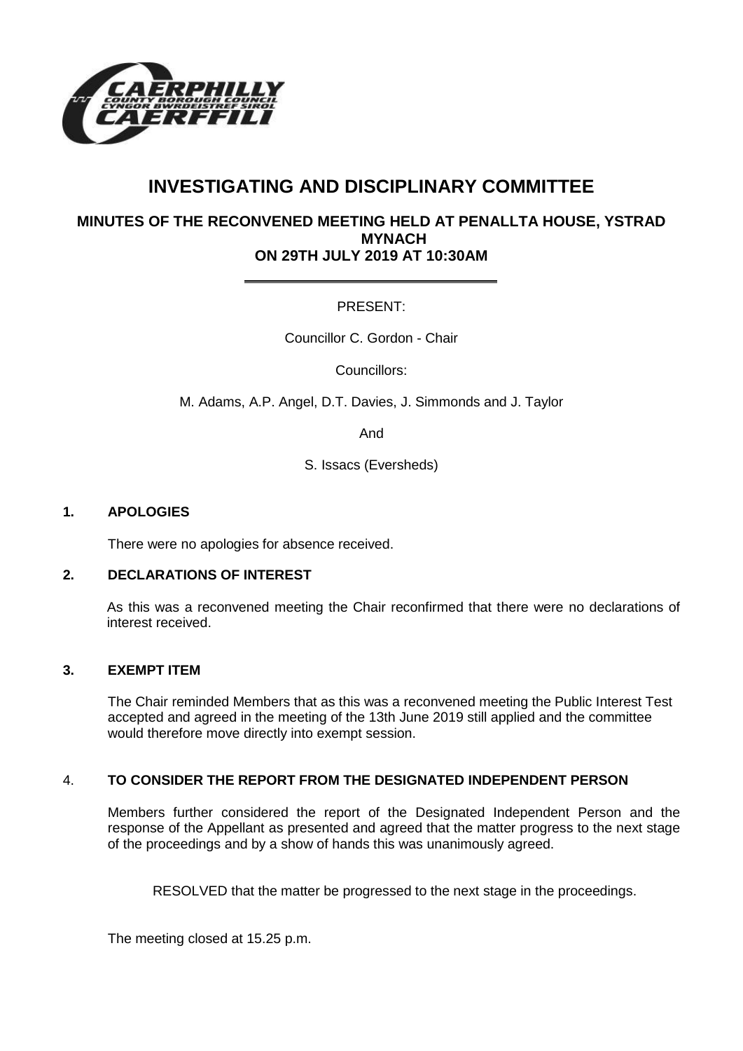# INVESTIGATING AND DISCIPLINARY COMMITTEE

## MINUTES OF THE RECONVENED MEETING HELD AT PENALLTA HOUSE, YSTRAD MYNACH ON 29TH JULY 2019 AT 10:30AM

PRESENT:

Councillor C. Gordon - Chair

Councillors:

M. Adams, A.P. Angel, D.T. Davies, J. Simmonds and J. Taylor

And

S. Issacs (Eversheds)

### 1. APOLOGIES

There were no apologies for absence received.

### 2. DECLARATIONS OF INTEREST

As this was a reconvened meeting the Chair reconfirmed that there were no declarations of interest received.

### 3. EXEMPT ITEM

The Chair reminded Members that as this was a reconvened meeting the Public Interest Test accepted and agreed in the meeting of the 13th June 2019 still applied and the committee would therefore move directly into exempt session.

### 4. TO CONSIDER THE REPORT FROM THE DESIGNATED INDEPENDENT PERSON

Members further considered the report of the Designated Independent Person and the response of the Appellant as presented and agreed that the matter progress to the next stage of the proceedings and by a show of hands this was unanimously agreed.

RESOLVED that the matter be progressed to the next stage in the proceedings.

The meeting closed at 15.25 p.m.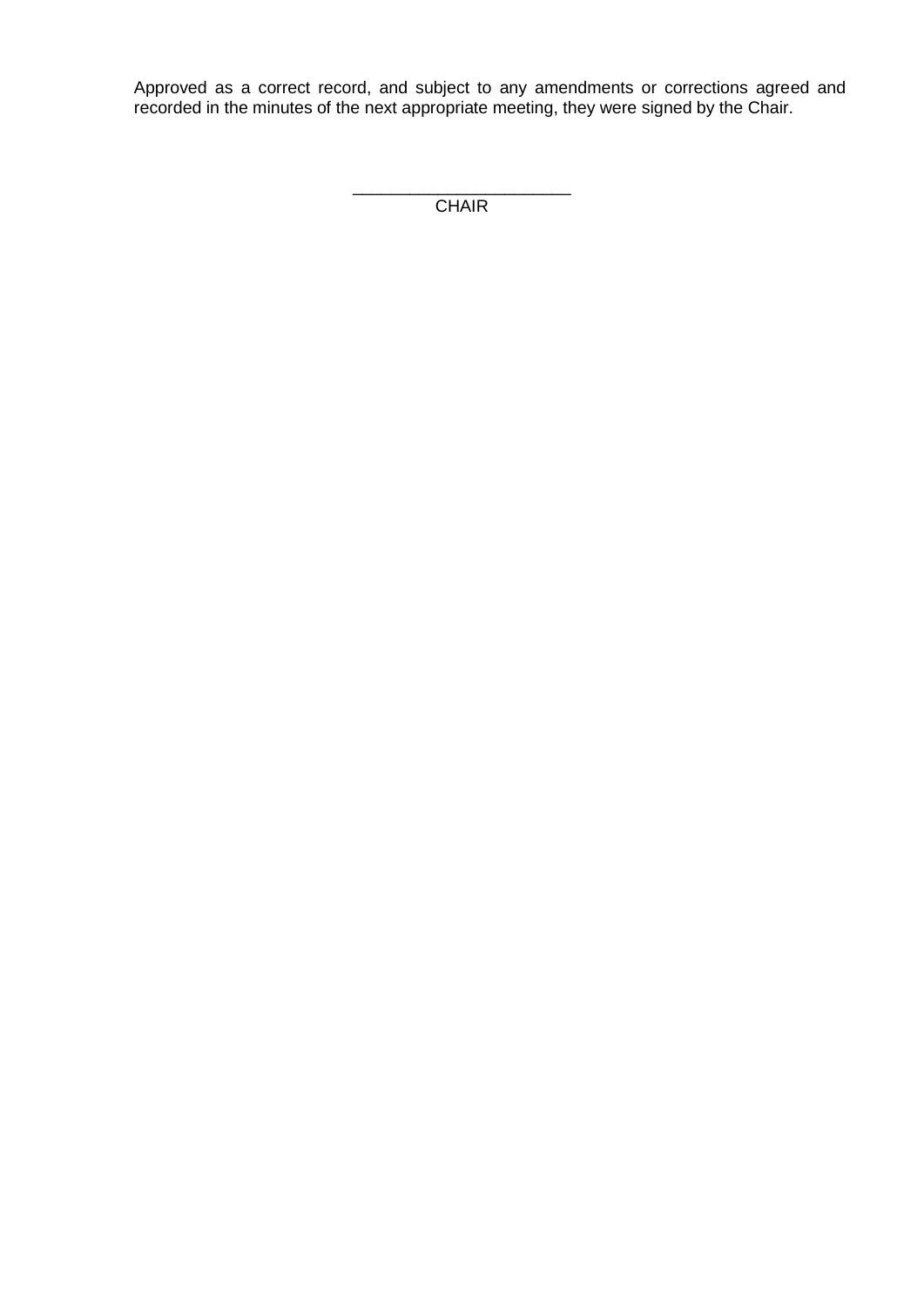Approved as a correct record, and subject to any amendments or corrections agreed and recorded in the minutes of the next appropriate meeting, they were signed by the Chair.

\_\_\_\_\_\_\_\_\_\_\_\_\_\_\_\_\_\_\_\_\_\_\_\_

CHAIR